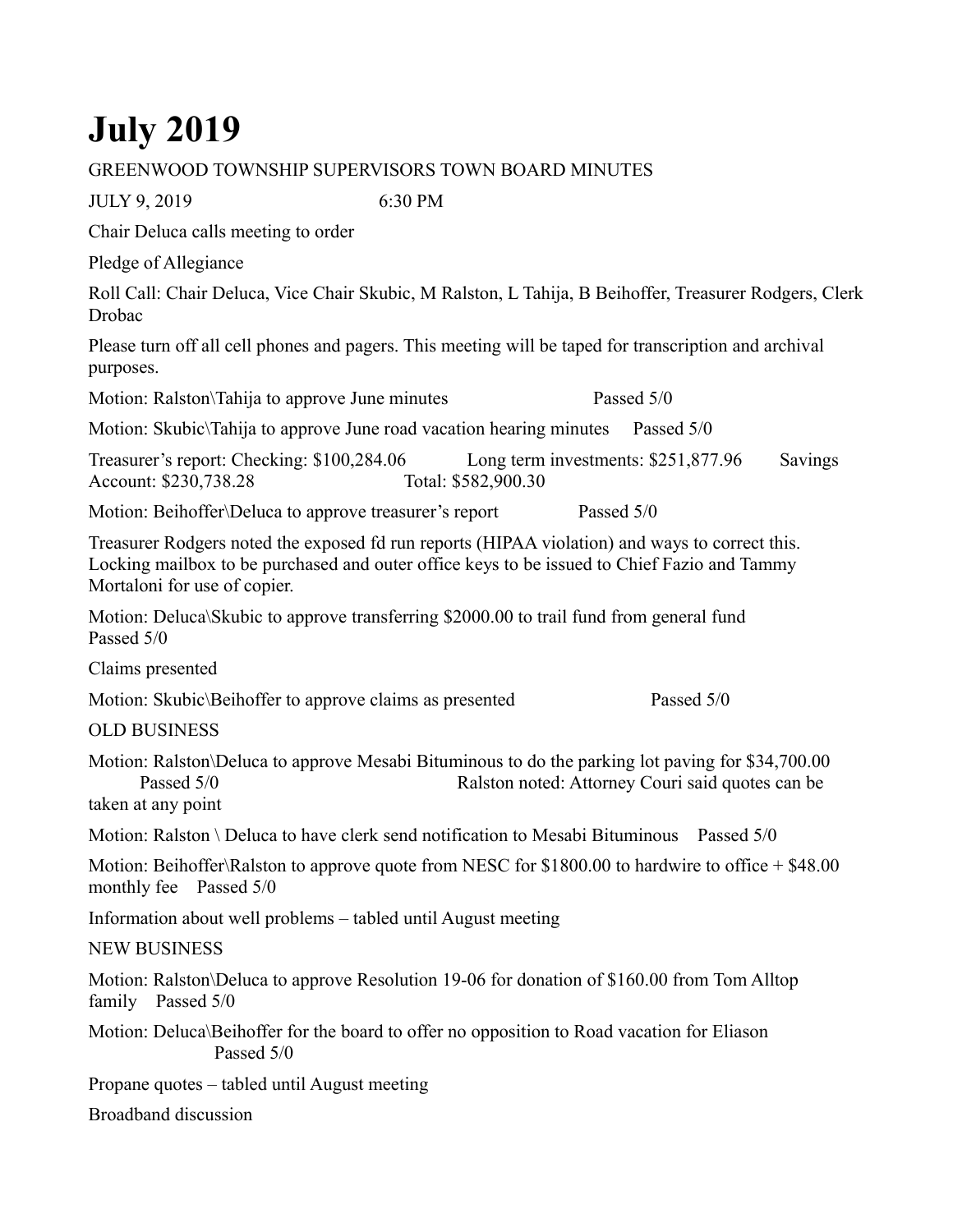# July 2019

GREENWOOD TOWNSHIP SUPERVISORS TOWN BOARD MINUTES

JULY 9, 2019 6:30 PM

Chair Deluca calls meeting to order

Pledge of Allegiance

Roll Call: Chair Deluca, Vice Chair Skubic, M Ralston, L Tahija, B Beihoffer, Treasurer Rodgers, Clerk Drobac

Please turn off all cell phones and pagers. This meeting will be taped for transcription and archival purposes.

Motion: Ralston\Tahija to approve June minutes Passed 5/0

Motion: Skubic\Tahija to approve June road vacation hearing minutes Passed 5/0

Treasurer's report: Checking: $100,284.06 Long term investments: $251,877.96 Savings Account: $230,738.28 Total: $582,900.30

Motion: Beihoffer\Deluca to approve treasurer's report Passed 5/0

Treasurer Rodgers noted the exposed fd run reports (HIPAA violation) and ways to correct this. Locking mailbox to be purchased and outer office keys to be issued to Chief Fazio and Tammy Mortaloni for use of copier.

Motion: Deluca\Skubic to approve transferring $2000.00 to trail fund from general fund Passed 5/0

Claims presented

Motion: Skubic\Beihoffer to approve claims as presented Passed 5/0

OLD BUSINESS

Motion: Ralston\Deluca to approve Mesabi Bituminous to do the parking lot paving for $34,700.00 Passed 5/0 Ralston noted: Attorney Couri said quotes can be taken at any point

Motion: Ralston \ Deluca to have clerk send notification to Mesabi Bituminous Passed 5/0

Motion: Beihoffer\Ralston to approve quote from NESC for $1800.00 to hardwire to office + $48.00 monthly fee Passed 5/0

Information about well problems – tabled until August meeting

NEW BUSINESS

Motion: Ralston\Deluca to approve Resolution 19-06 for donation of $160.00 from Tom Alltop family Passed 5/0

Motion: Deluca\Beihoffer for the board to offer no opposition to Road vacation for Eliason Passed 5/0

Propane quotes – tabled until August meeting

Broadband discussion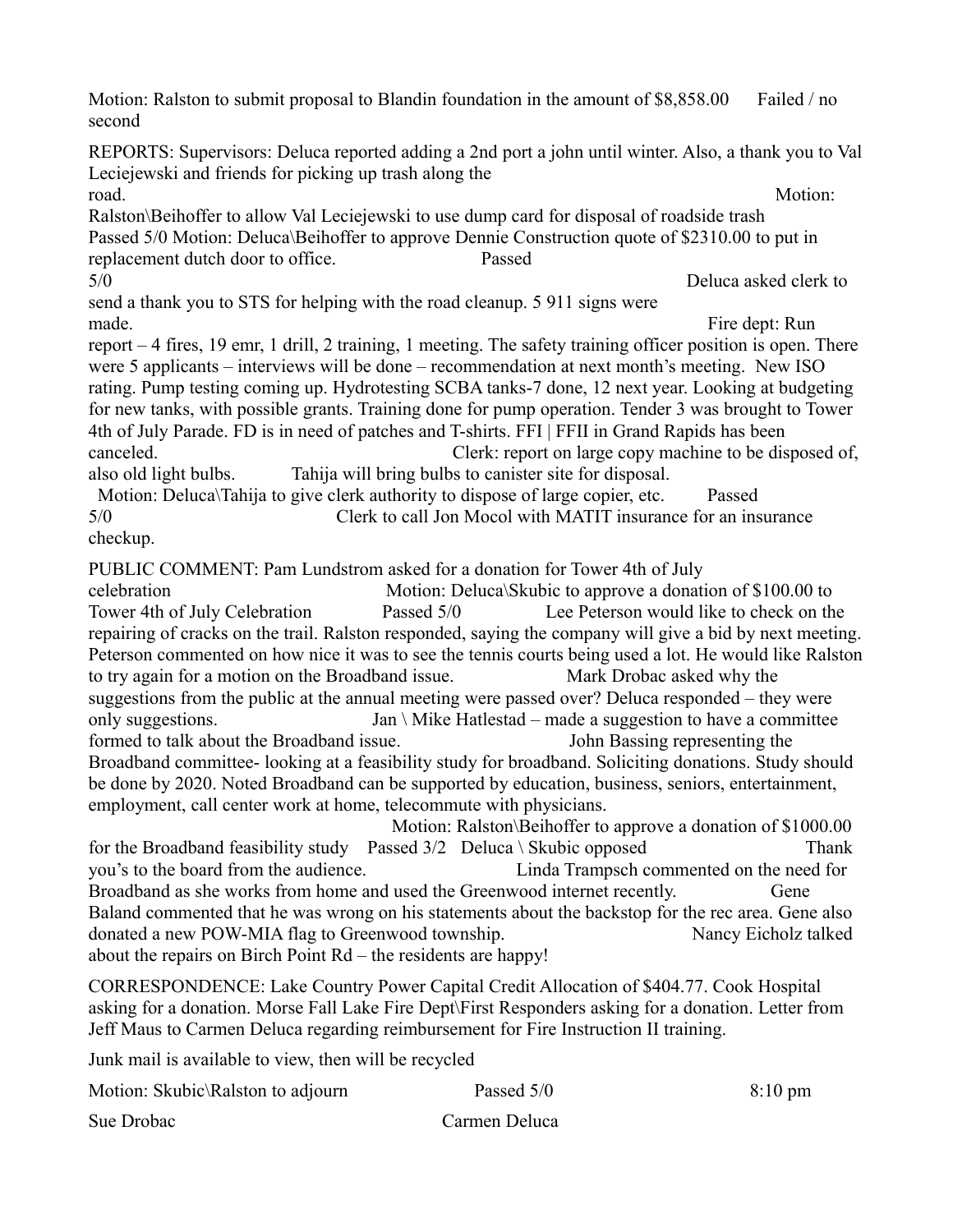Motion: Ralston to submit proposal to Blandin foundation in the amount of $8,858.00 Failed / no second

REPORTS: Supervisors: Deluca reported adding a 2nd port a john until winter. Also, a thank you to Val Leciejewski and friends for picking up trash along the road. Motion: Ralston\Beihoffer to allow Val Leciejewski to use dump card for disposal of roadside trash Passed 5/0 Motion: Deluca\Beihoffer to approve Dennie Construction quote of $2310.00 to put in replacement dutch door to office. Passed 5/0 Deluca asked clerk to send a thank you to STS for helping with the road cleanup. 5 911 signs were made. Fire dept: Run report – 4 fires, 19 emr, 1 drill, 2 training, 1 meeting. The safety training officer position is open. There were 5 applicants – interviews will be done – recommendation at next month's meeting. New ISO rating. Pump testing coming up. Hydrotesting SCBA tanks-7 done, 12 next year. Looking at budgeting for new tanks, with possible grants. Training done for pump operation. Tender 3 was brought to Tower 4th of July Parade. FD is in need of patches and T-shirts. FFI | FFII in Grand Rapids has been canceled. Clerk: report on large copy machine to be disposed of, also old light bulbs. Tahija will bring bulbs to canister site for disposal. Motion: Deluca\Tahija to give clerk authority to dispose of large copier, etc. Passed 5/0 Clerk to call Jon Mocol with MATIT insurance for an insurance checkup.

PUBLIC COMMENT: Pam Lundstrom asked for a donation for Tower 4th of July celebration Motion: Deluca\Skubic to approve a donation of $100.00 to Tower 4th of July Celebration Passed 5/0 Lee Peterson would like to check on the repairing of cracks on the trail. Ralston responded, saying the company will give a bid by next meeting. Peterson commented on how nice it was to see the tennis courts being used a lot. He would like Ralston to try again for a motion on the Broadband issue. Mark Drobac asked why the suggestions from the public at the annual meeting were passed over? Deluca responded – they were only suggestions. Jan \ Mike Hatlestad – made a suggestion to have a committee formed to talk about the Broadband issue. John Bassing representing the Broadband committee- looking at a feasibility study for broadband. Soliciting donations. Study should be done by 2020. Noted Broadband can be supported by education, business, seniors, entertainment, employment, call center work at home, telecommute with physicians. Motion: Ralston\Beihoffer to approve a donation of $1000.00 for the Broadband feasibility study Passed 3/2 Deluca \ Skubic opposed Thank you's to the board from the audience. Linda Trampsch commented on the need for Broadband as she works from home and used the Greenwood internet recently. Gene Baland commented that he was wrong on his statements about the backstop for the rec area. Gene also donated a new POW-MIA flag to Greenwood township. Nancy Eicholz talked about the repairs on Birch Point Rd – the residents are happy!

CORRESPONDENCE: Lake Country Power Capital Credit Allocation of $404.77. Cook Hospital asking for a donation. Morse Fall Lake Fire Dept\First Responders asking for a donation. Letter from Jeff Maus to Carmen Deluca regarding reimbursement for Fire Instruction II training.

Junk mail is available to view, then will be recycled

Motion: Skubic\Ralston to adjourn Passed 5/0 8:10 pm

Sue Drobac Carmen Deluca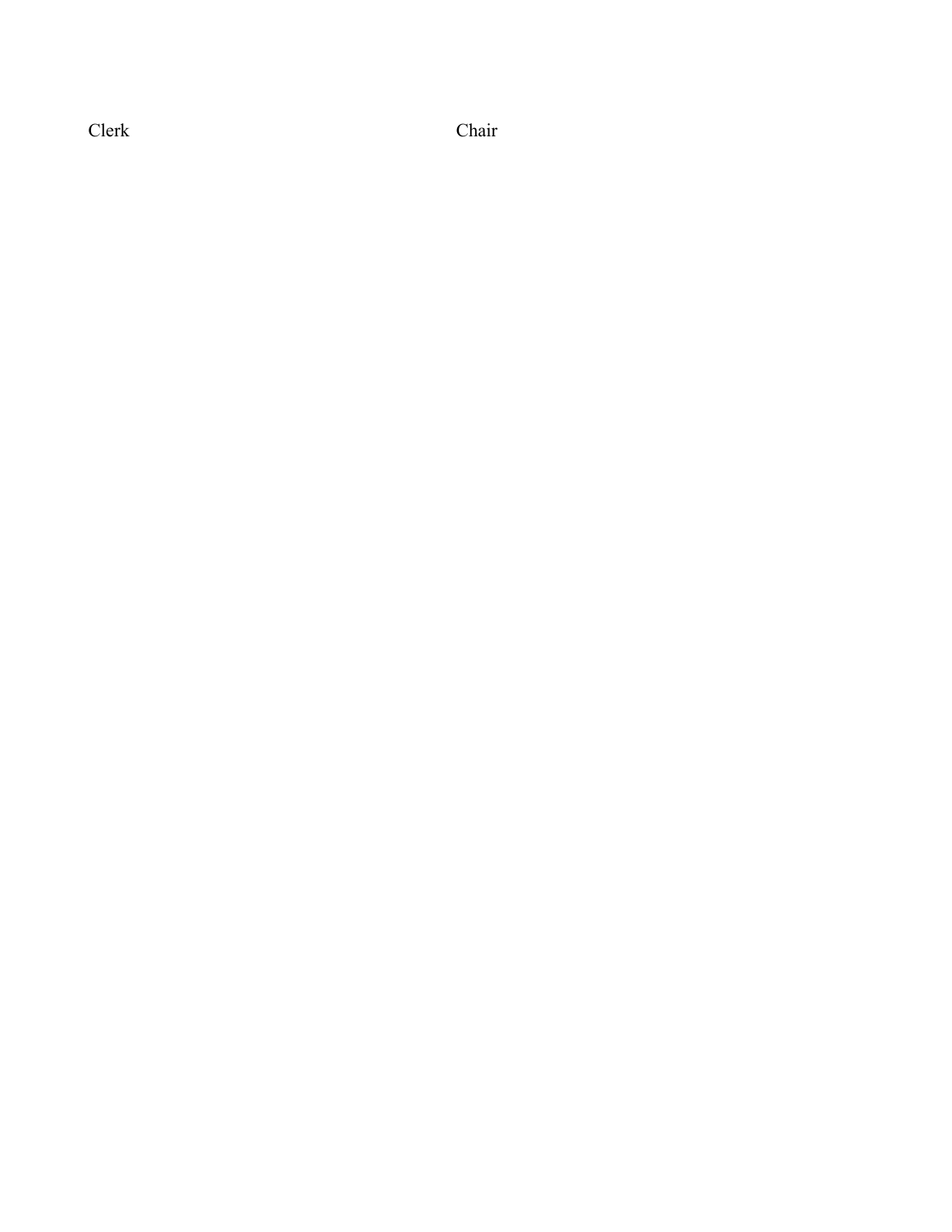Clerk Chair